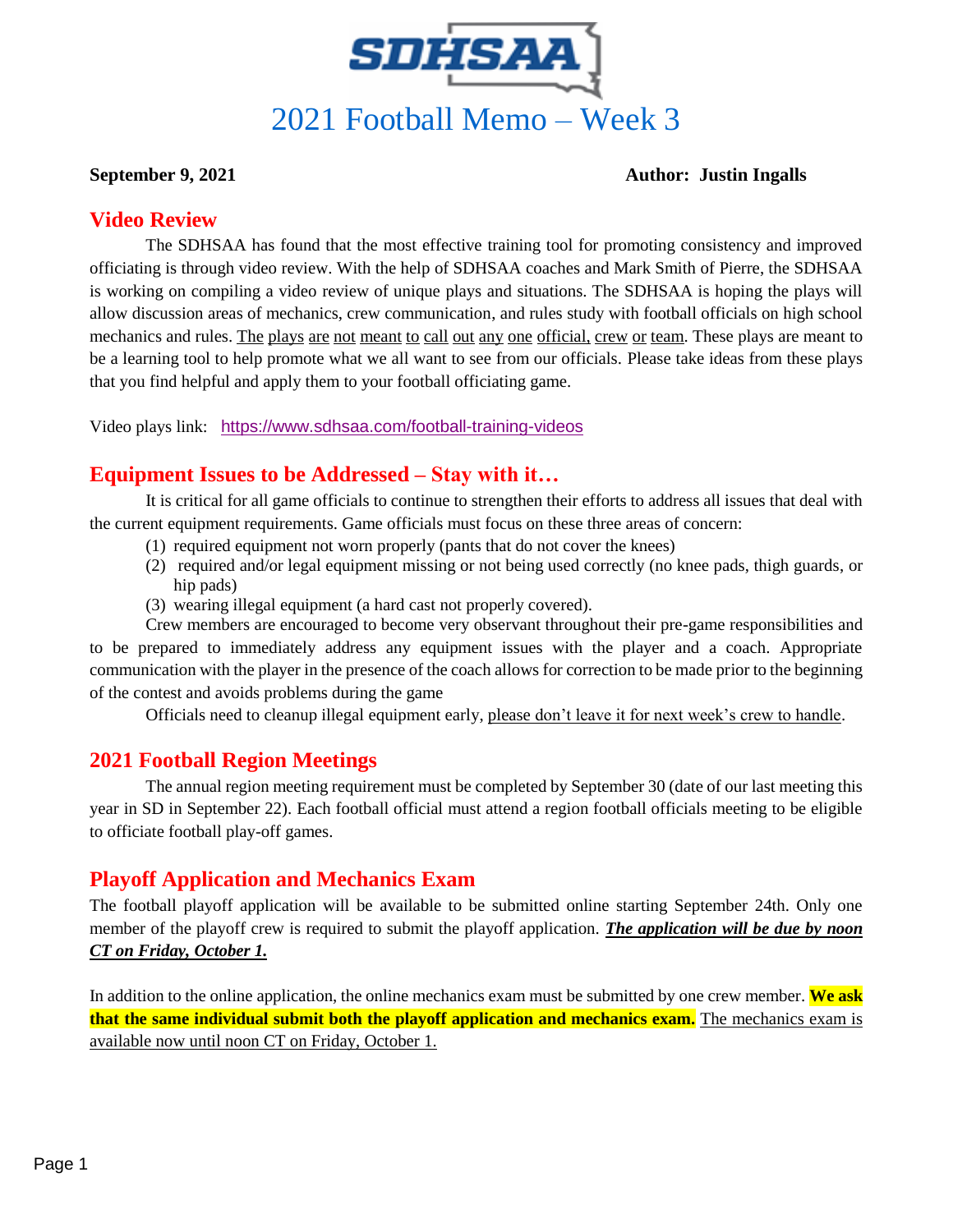SDHSAA

# 2021 Football Memo – Week 3

**September 9, 2021** **Author: Justin Ingalls**

## Video Review

The SDHSAA has found that the most effective training tool for promoting consistency and improved officiating is through video review. With the help of SDHSAA coaches and Mark Smith of Pierre, the SDHSAA is working on compiling a video review of unique plays and situations. The SDHSAA is hoping the plays will allow discussion areas of mechanics, crew communication, and rules study with football officials on high school mechanics and rules. <u>The plays are not meant to call out any one official, crew or team</u>. These plays are meant to be a learning tool to help promote what we all want to see from our officials. Please take ideas from these plays that you find helpful and apply them to your football officiating game.

Video plays link: https://www.sdhsaa.com/football-training-videos

## Equipment Issues to be Addressed – Stay with it…

It is critical for all game officials to continue to strengthen their efforts to address all issues that deal with the current equipment requirements. Game officials must focus on these three areas of concern:

1. required equipment not worn properly (pants that do not cover the knees)
2. required and/or legal equipment missing or not being used correctly (no knee pads, thigh guards, or hip pads)
3. wearing illegal equipment (a hard cast not properly covered).

Crew members are encouraged to become very observant throughout their pre-game responsibilities and to be prepared to immediately address any equipment issues with the player and a coach. Appropriate communication with the player in the presence of the coach allows for correction to be made prior to the beginning of the contest and avoids problems during the game

Officials need to cleanup illegal equipment early, <u>please don't leave it for next week's crew to handle</u>.

## 2021 Football Region Meetings

The annual region meeting requirement must be completed by September 30 (date of our last meeting this year in SD in September 22). Each football official must attend a region football officials meeting to be eligible to officiate football play-off games.

## Playoff Application and Mechanics Exam

The football playoff application will be available to be submitted online starting September 24th. Only one member of the playoff crew is required to submit the playoff application. <u>***The application will be due by noon CT on Friday, October 1.***</u>

In addition to the online application, the online mechanics exam must be submitted by one crew member. **We ask that the same individual submit both the playoff application and mechanics exam.** <u>The mechanics exam is available now until noon CT on Friday, October 1.</u>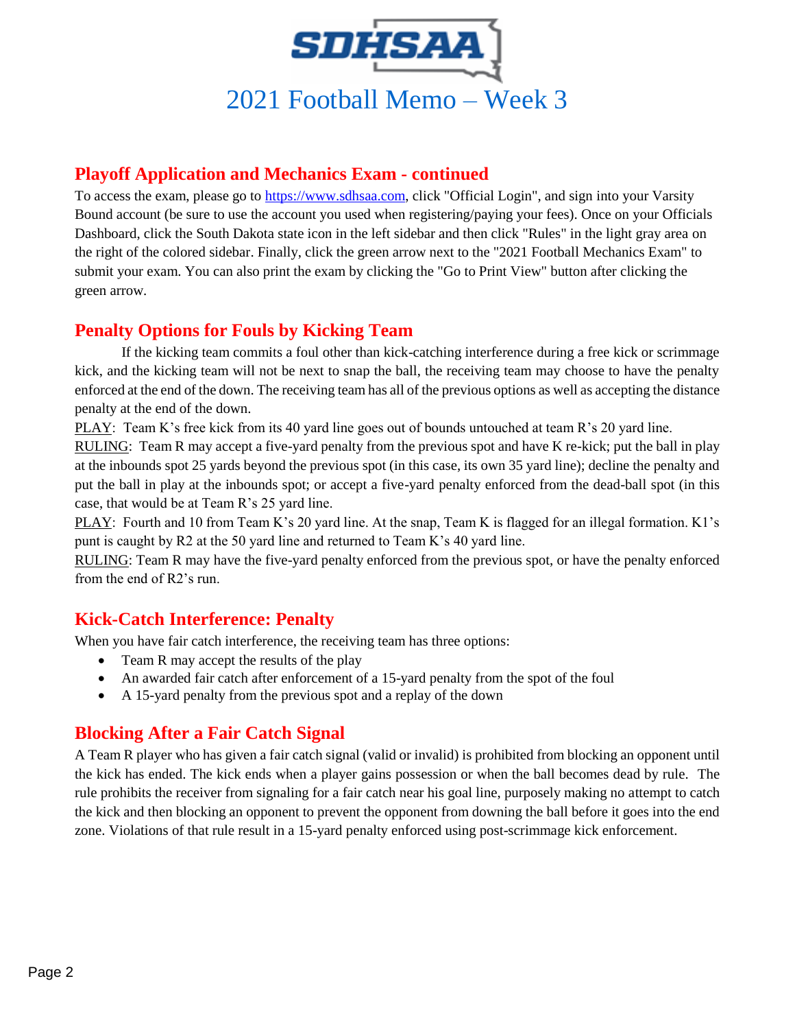# 2021 Football Memo – Week 3

## Playoff Application and Mechanics Exam - continued

To access the exam, please go to https://www.sdhsaa.com, click "Official Login", and sign into your Varsity Bound account (be sure to use the account you used when registering/paying your fees). Once on your Officials Dashboard, click the South Dakota state icon in the left sidebar and then click "Rules" in the light gray area on the right of the colored sidebar. Finally, click the green arrow next to the "2021 Football Mechanics Exam" to submit your exam. You can also print the exam by clicking the "Go to Print View" button after clicking the green arrow.

## Penalty Options for Fouls by Kicking Team

If the kicking team commits a foul other than kick-catching interference during a free kick or scrimmage kick, and the kicking team will not be next to snap the ball, the receiving team may choose to have the penalty enforced at the end of the down. The receiving team has all of the previous options as well as accepting the distance penalty at the end of the down.

PLAY: Team K's free kick from its 40 yard line goes out of bounds untouched at team R's 20 yard line.

RULING: Team R may accept a five-yard penalty from the previous spot and have K re-kick; put the ball in play at the inbounds spot 25 yards beyond the previous spot (in this case, its own 35 yard line); decline the penalty and put the ball in play at the inbounds spot; or accept a five-yard penalty enforced from the dead-ball spot (in this case, that would be at Team R's 25 yard line.

PLAY: Fourth and 10 from Team K's 20 yard line. At the snap, Team K is flagged for an illegal formation. K1's punt is caught by R2 at the 50 yard line and returned to Team K's 40 yard line.

RULING: Team R may have the five-yard penalty enforced from the previous spot, or have the penalty enforced from the end of R2's run.

## Kick-Catch Interference: Penalty

When you have fair catch interference, the receiving team has three options:

- Team R may accept the results of the play
- An awarded fair catch after enforcement of a 15-yard penalty from the spot of the foul
- A 15-yard penalty from the previous spot and a replay of the down

## Blocking After a Fair Catch Signal

A Team R player who has given a fair catch signal (valid or invalid) is prohibited from blocking an opponent until the kick has ended. The kick ends when a player gains possession or when the ball becomes dead by rule. The rule prohibits the receiver from signaling for a fair catch near his goal line, purposely making no attempt to catch the kick and then blocking an opponent to prevent the opponent from downing the ball before it goes into the end zone. Violations of that rule result in a 15-yard penalty enforced using post-scrimmage kick enforcement.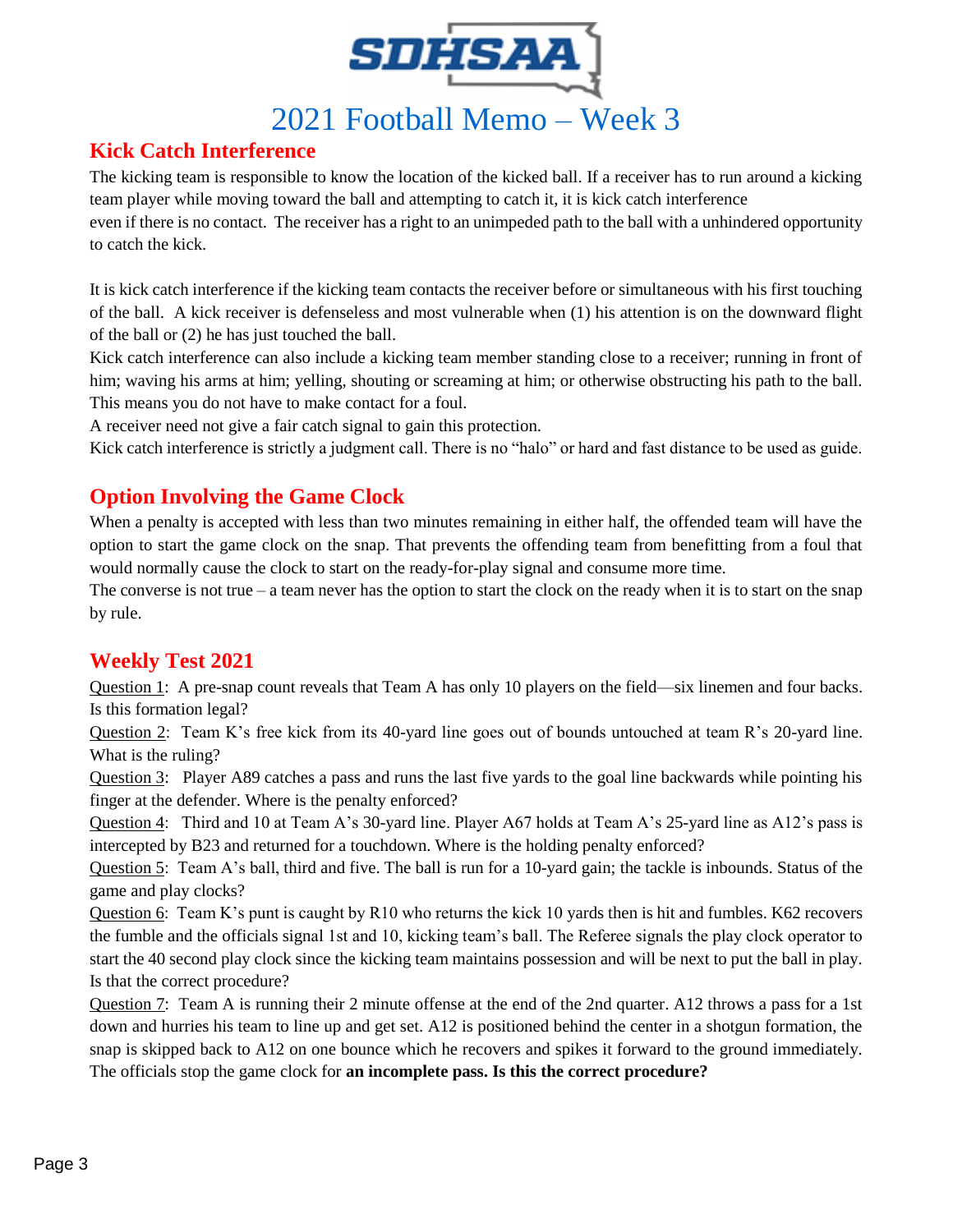SDHSAA

# 2021 Football Memo – Week 3

## Kick Catch Interference

The kicking team is responsible to know the location of the kicked ball. If a receiver has to run around a kicking team player while moving toward the ball and attempting to catch it, it is kick catch interference even if there is no contact. The receiver has a right to an unimpeded path to the ball with a unhindered opportunity to catch the kick.

It is kick catch interference if the kicking team contacts the receiver before or simultaneous with his first touching of the ball. A kick receiver is defenseless and most vulnerable when (1) his attention is on the downward flight of the ball or (2) he has just touched the ball.

Kick catch interference can also include a kicking team member standing close to a receiver; running in front of him; waving his arms at him; yelling, shouting or screaming at him; or otherwise obstructing his path to the ball. This means you do not have to make contact for a foul.

A receiver need not give a fair catch signal to gain this protection.

Kick catch interference is strictly a judgment call. There is no "halo" or hard and fast distance to be used as guide.

## Option Involving the Game Clock

When a penalty is accepted with less than two minutes remaining in either half, the offended team will have the option to start the game clock on the snap. That prevents the offending team from benefitting from a foul that would normally cause the clock to start on the ready-for-play signal and consume more time.

The converse is not true – a team never has the option to start the clock on the ready when it is to start on the snap by rule.

## Weekly Test 2021

Question 1: A pre-snap count reveals that Team A has only 10 players on the field—six linemen and four backs. Is this formation legal?

Question 2: Team K's free kick from its 40-yard line goes out of bounds untouched at team R's 20-yard line. What is the ruling?

Question 3: Player A89 catches a pass and runs the last five yards to the goal line backwards while pointing his finger at the defender. Where is the penalty enforced?

Question 4: Third and 10 at Team A's 30-yard line. Player A67 holds at Team A's 25-yard line as A12's pass is intercepted by B23 and returned for a touchdown. Where is the holding penalty enforced?

Question 5: Team A's ball, third and five. The ball is run for a 10-yard gain; the tackle is inbounds. Status of the game and play clocks?

Question 6: Team K's punt is caught by R10 who returns the kick 10 yards then is hit and fumbles. K62 recovers the fumble and the officials signal 1st and 10, kicking team's ball. The Referee signals the play clock operator to start the 40 second play clock since the kicking team maintains possession and will be next to put the ball in play. Is that the correct procedure?

Question 7: Team A is running their 2 minute offense at the end of the 2nd quarter. A12 throws a pass for a 1st down and hurries his team to line up and get set. A12 is positioned behind the center in a shotgun formation, the snap is skipped back to A12 on one bounce which he recovers and spikes it forward to the ground immediately. The officials stop the game clock for **an incomplete pass. Is this the correct procedure?**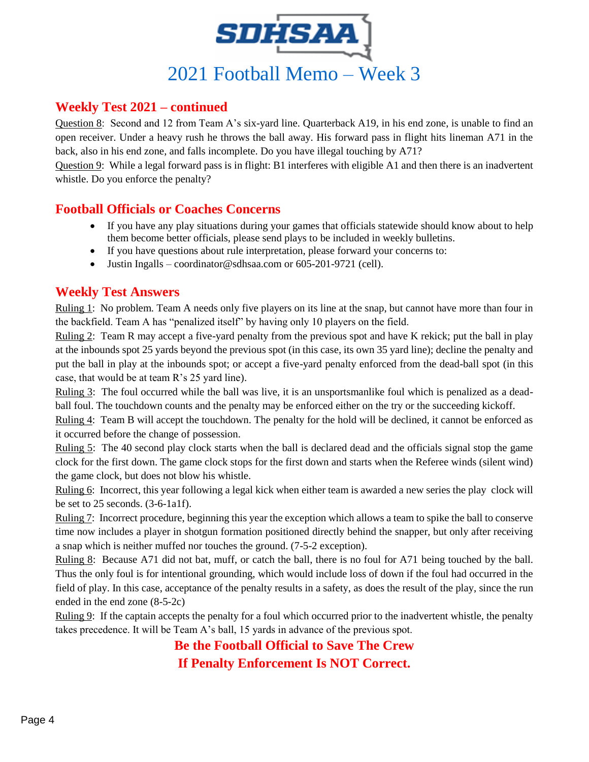# 2021 Football Memo – Week 3

## Weekly Test 2021 – continued

Question 8: Second and 12 from Team A's six-yard line. Quarterback A19, in his end zone, is unable to find an open receiver. Under a heavy rush he throws the ball away. His forward pass in flight hits lineman A71 in the back, also in his end zone, and falls incomplete. Do you have illegal touching by A71?

Question 9: While a legal forward pass is in flight: B1 interferes with eligible A1 and then there is an inadvertent whistle. Do you enforce the penalty?

## Football Officials or Coaches Concerns

- If you have any play situations during your games that officials statewide should know about to help them become better officials, please send plays to be included in weekly bulletins.
- If you have questions about rule interpretation, please forward your concerns to:
- Justin Ingalls – coordinator@sdhsaa.com or 605-201-9721 (cell).

## Weekly Test Answers

Ruling 1: No problem. Team A needs only five players on its line at the snap, but cannot have more than four in the backfield. Team A has "penalized itself" by having only 10 players on the field.

Ruling 2: Team R may accept a five-yard penalty from the previous spot and have K rekick; put the ball in play at the inbounds spot 25 yards beyond the previous spot (in this case, its own 35 yard line); decline the penalty and put the ball in play at the inbounds spot; or accept a five-yard penalty enforced from the dead-ball spot (in this case, that would be at team R's 25 yard line).

Ruling 3: The foul occurred while the ball was live, it is an unsportsmanlike foul which is penalized as a dead-ball foul. The touchdown counts and the penalty may be enforced either on the try or the succeeding kickoff.

Ruling 4: Team B will accept the touchdown. The penalty for the hold will be declined, it cannot be enforced as it occurred before the change of possession.

Ruling 5: The 40 second play clock starts when the ball is declared dead and the officials signal stop the game clock for the first down. The game clock stops for the first down and starts when the Referee winds (silent wind) the game clock, but does not blow his whistle.

Ruling 6: Incorrect, this year following a legal kick when either team is awarded a new series the play clock will be set to 25 seconds. (3-6-1a1f).

Ruling 7: Incorrect procedure, beginning this year the exception which allows a team to spike the ball to conserve time now includes a player in shotgun formation positioned directly behind the snapper, but only after receiving a snap which is neither muffed nor touches the ground. (7-5-2 exception).

Ruling 8: Because A71 did not bat, muff, or catch the ball, there is no foul for A71 being touched by the ball. Thus the only foul is for intentional grounding, which would include loss of down if the foul had occurred in the field of play. In this case, acceptance of the penalty results in a safety, as does the result of the play, since the run ended in the end zone (8-5-2c)

Ruling 9: If the captain accepts the penalty for a foul which occurred prior to the inadvertent whistle, the penalty takes precedence. It will be Team A's ball, 15 yards in advance of the previous spot.

**Be the Football Official to Save The Crew**
**If Penalty Enforcement Is NOT Correct.**